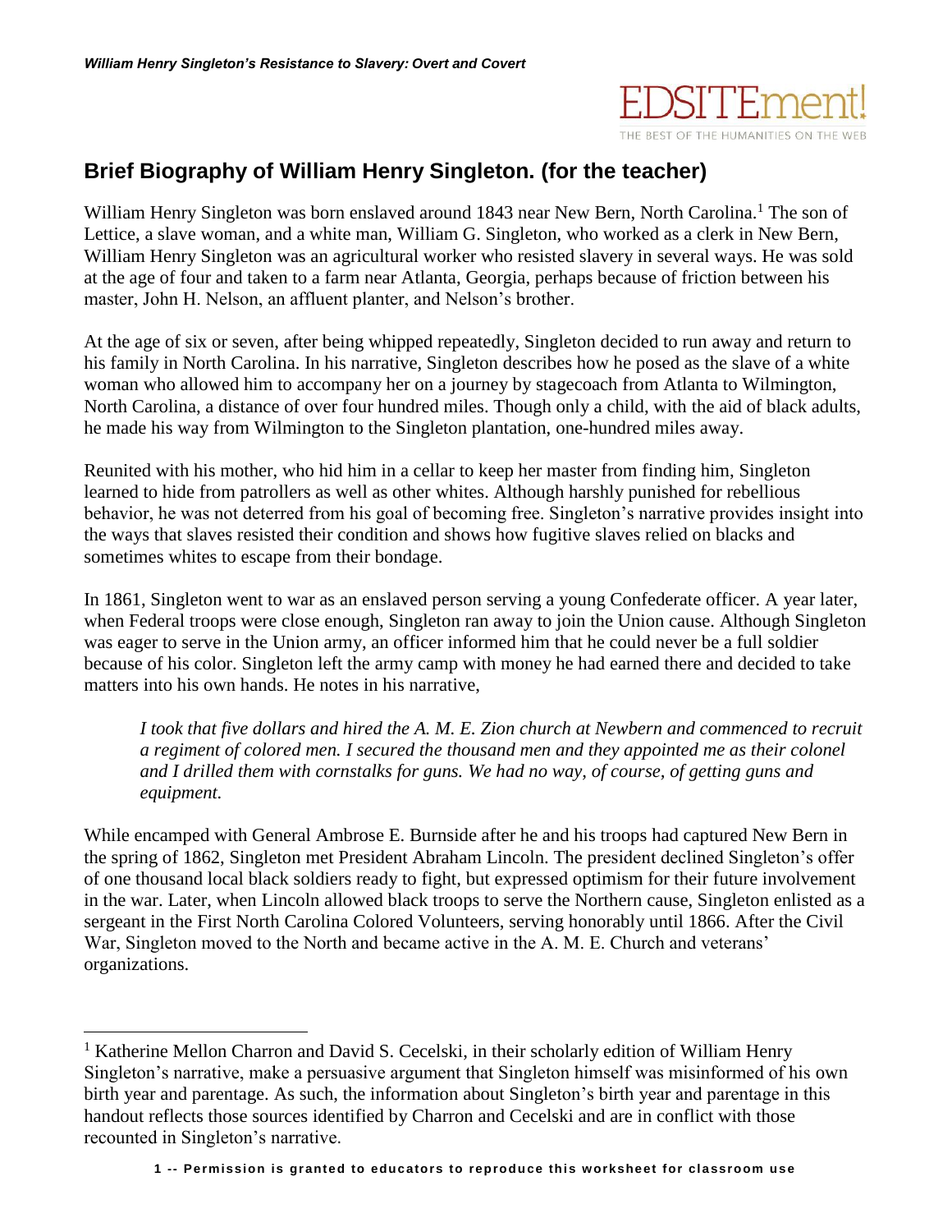## Brief Biography of William Henry Singleton. (for the teacher)

William Henry Singleton was born enslaved around 1843 near New Bern, North Carolina.[1] The son of Lettice, a slave woman, and a white man, William G. Singleton, who worked as a clerk in New Bern, William Henry Singleton was an agricultural worker who resisted slavery in several ways. He was sold at the age of four and taken to a farm near Atlanta, Georgia, perhaps because of friction between his master, John H. Nelson, an affluent planter, and Nelson's brother.

At the age of six or seven, after being whipped repeatedly, Singleton decided to run away and return to his family in North Carolina. In his narrative, Singleton describes how he posed as the slave of a white woman who allowed him to accompany her on a journey by stagecoach from Atlanta to Wilmington, North Carolina, a distance of over four hundred miles. Though only a child, with the aid of black adults, he made his way from Wilmington to the Singleton plantation, one-hundred miles away.

Reunited with his mother, who hid him in a cellar to keep her master from finding him, Singleton learned to hide from patrollers as well as other whites. Although harshly punished for rebellious behavior, he was not deterred from his goal of becoming free. Singleton's narrative provides insight into the ways that slaves resisted their condition and shows how fugitive slaves relied on blacks and sometimes whites to escape from their bondage.

In 1861, Singleton went to war as an enslaved person serving a young Confederate officer. A year later, when Federal troops were close enough, Singleton ran away to join the Union cause. Although Singleton was eager to serve in the Union army, an officer informed him that he could never be a full soldier because of his color. Singleton left the army camp with money he had earned there and decided to take matters into his own hands. He notes in his narrative,

> *I took that five dollars and hired the A. M. E. Zion church at Newbern and commenced to recruit a regiment of colored men. I secured the thousand men and they appointed me as their colonel and I drilled them with cornstalks for guns. We had no way, of course, of getting guns and equipment.*

While encamped with General Ambrose E. Burnside after he and his troops had captured New Bern in the spring of 1862, Singleton met President Abraham Lincoln. The president declined Singleton's offer of one thousand local black soldiers ready to fight, but expressed optimism for their future involvement in the war. Later, when Lincoln allowed black troops to serve the Northern cause, Singleton enlisted as a sergeant in the First North Carolina Colored Volunteers, serving honorably until 1866. After the Civil War, Singleton moved to the North and became active in the A. M. E. Church and veterans' organizations.

---

[1] Katherine Mellon Charron and David S. Cecelski, in their scholarly edition of William Henry Singleton's narrative, make a persuasive argument that Singleton himself was misinformed of his own birth year and parentage. As such, the information about Singleton's birth year and parentage in this handout reflects those sources identified by Charron and Cecelski and are in conflict with those recounted in Singleton's narrative.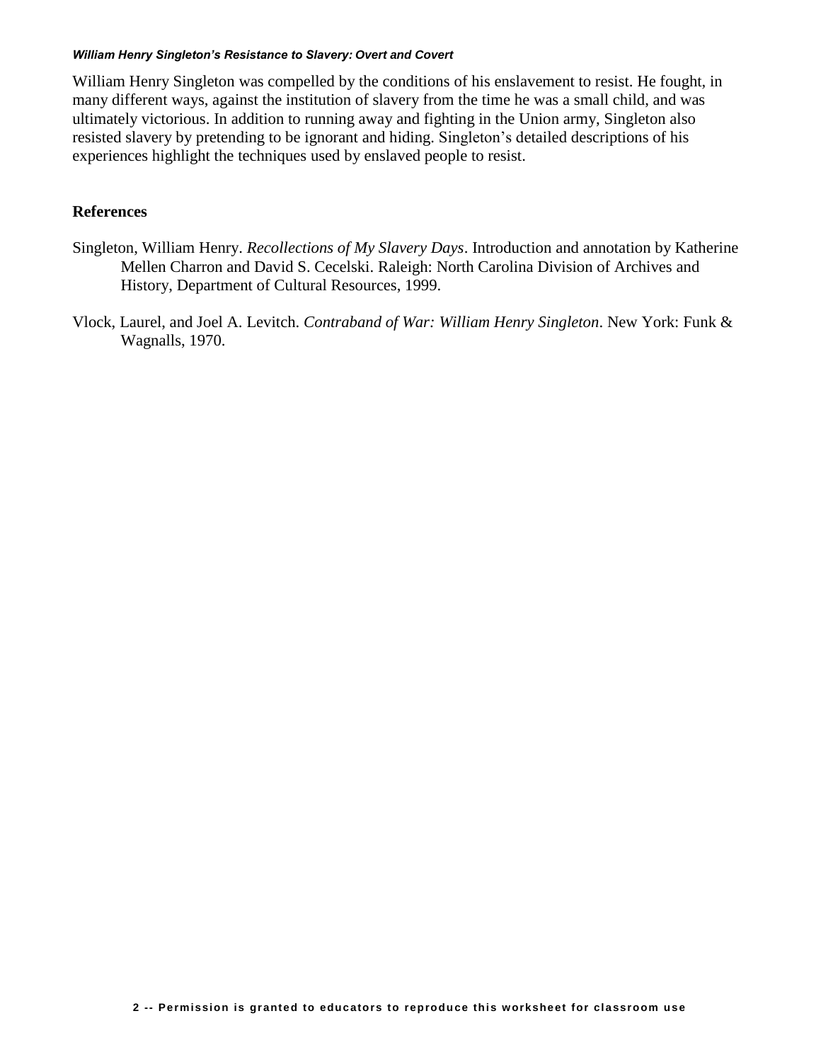*William Henry Singleton's Resistance to Slavery: Overt and Covert*

William Henry Singleton was compelled by the conditions of his enslavement to resist. He fought, in many different ways, against the institution of slavery from the time he was a small child, and was ultimately victorious. In addition to running away and fighting in the Union army, Singleton also resisted slavery by pretending to be ignorant and hiding. Singleton's detailed descriptions of his experiences highlight the techniques used by enslaved people to resist.

## References

Singleton, William Henry. *Recollections of My Slavery Days*. Introduction and annotation by Katherine Mellen Charron and David S. Cecelski. Raleigh: North Carolina Division of Archives and History, Department of Cultural Resources, 1999.

Vlock, Laurel, and Joel A. Levitch. *Contraband of War: William Henry Singleton*. New York: Funk & Wagnalls, 1970.